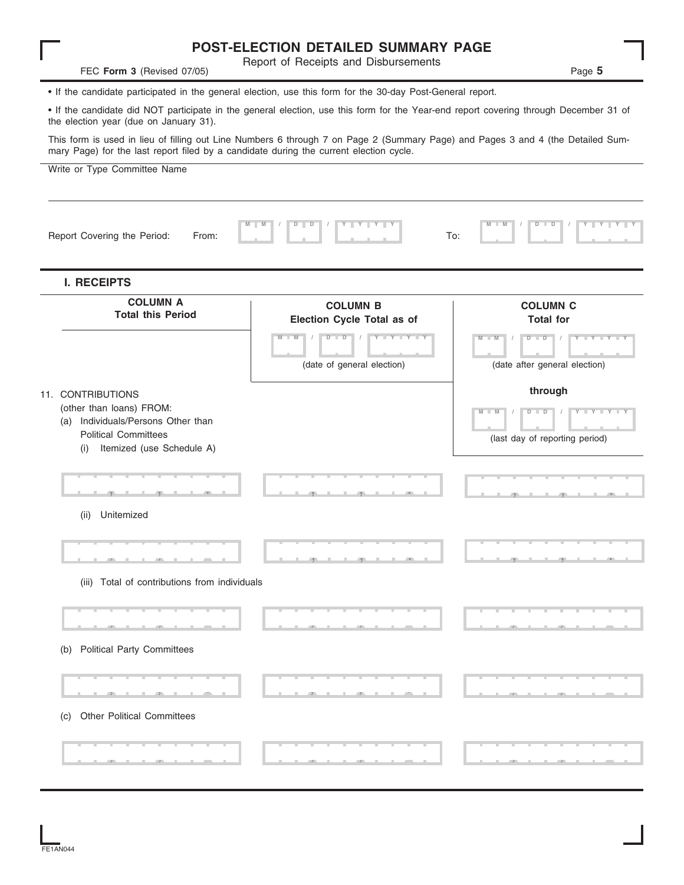# POST-ELECTION DETAILED SUMMARY PAGE

Report of Receipts and Disbursements

FEC **Form 3** (Revised 07/05)

- If the candidate participated in the general election, use this form for the 30-day Post-General report.
- If the candidate did NOT participate in the general election, use this form for the Year-end report covering through December 31 of the election year (due on January 31).

This form is used in lieu of filling out Line Numbers 6 through 7 on Page 2 (Summary Page) and Pages 3 and 4 (the Detailed Summary Page) for the last report filed by a candidate during the current election cycle.

Write or Type Committee Name

Report Covering the Period: From: MM / DD / YYYY To: MM / DD / YYYY

## I. RECEIPTS

| | COLUMN A<br>Total this Period | COLUMN B<br>Election Cycle Total as of<br>MM / DD / YYYY<br>(date of general election) | COLUMN C<br>Total for<br>MM / DD / YYYY<br>(date after general election)<br>through<br>MM / DD / YYYY<br>(last day of reporting period) |
|---|---|---|---|
| 11. CONTRIBUTIONS (other than loans) FROM: | | | |
| (a) Individuals/Persons Other than Political Committees | | | |
| (i) Itemized (use Schedule A) | | | |
| (ii) Unitemized | | | |
| (iii) Total of contributions from individuals | | | |
| (b) Political Party Committees | | | |
| (c) Other Political Committees | | | |

FE1AN044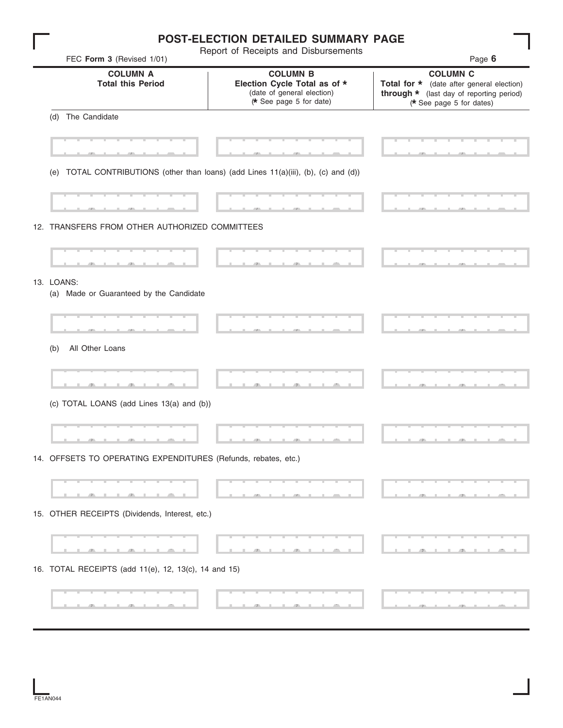# POST-ELECTION DETAILED SUMMARY PAGE

Report of Receipts and Disbursements

FEC **Form 3** (Revised 1/01)

| | COLUMN A<br>Total this Period | COLUMN B<br>Election Cycle Total as of *<br>(date of general election)<br>(* See page 5 for date) | COLUMN C<br>Total for * (date after general election)<br>through * (last day of reporting period)<br>(* See page 5 for dates) |
|---|---|---|---|
| (d) The Candidate | | | |
| (e) TOTAL CONTRIBUTIONS (other than loans) (add Lines 11(a)(iii), (b), (c) and (d)) | | | |
| 12. TRANSFERS FROM OTHER AUTHORIZED COMMITTEES | | | |
| 13. LOANS: | | | |
| (a) Made or Guaranteed by the Candidate | | | |
| (b) All Other Loans | | | |
| (c) TOTAL LOANS (add Lines 13(a) and (b)) | | | |
| 14. OFFSETS TO OPERATING EXPENDITURES (Refunds, rebates, etc.) | | | |
| 15. OTHER RECEIPTS (Dividends, Interest, etc.) | | | |
| 16. TOTAL RECEIPTS (add 11(e), 12, 13(c), 14 and 15) | | | |

FE1AN044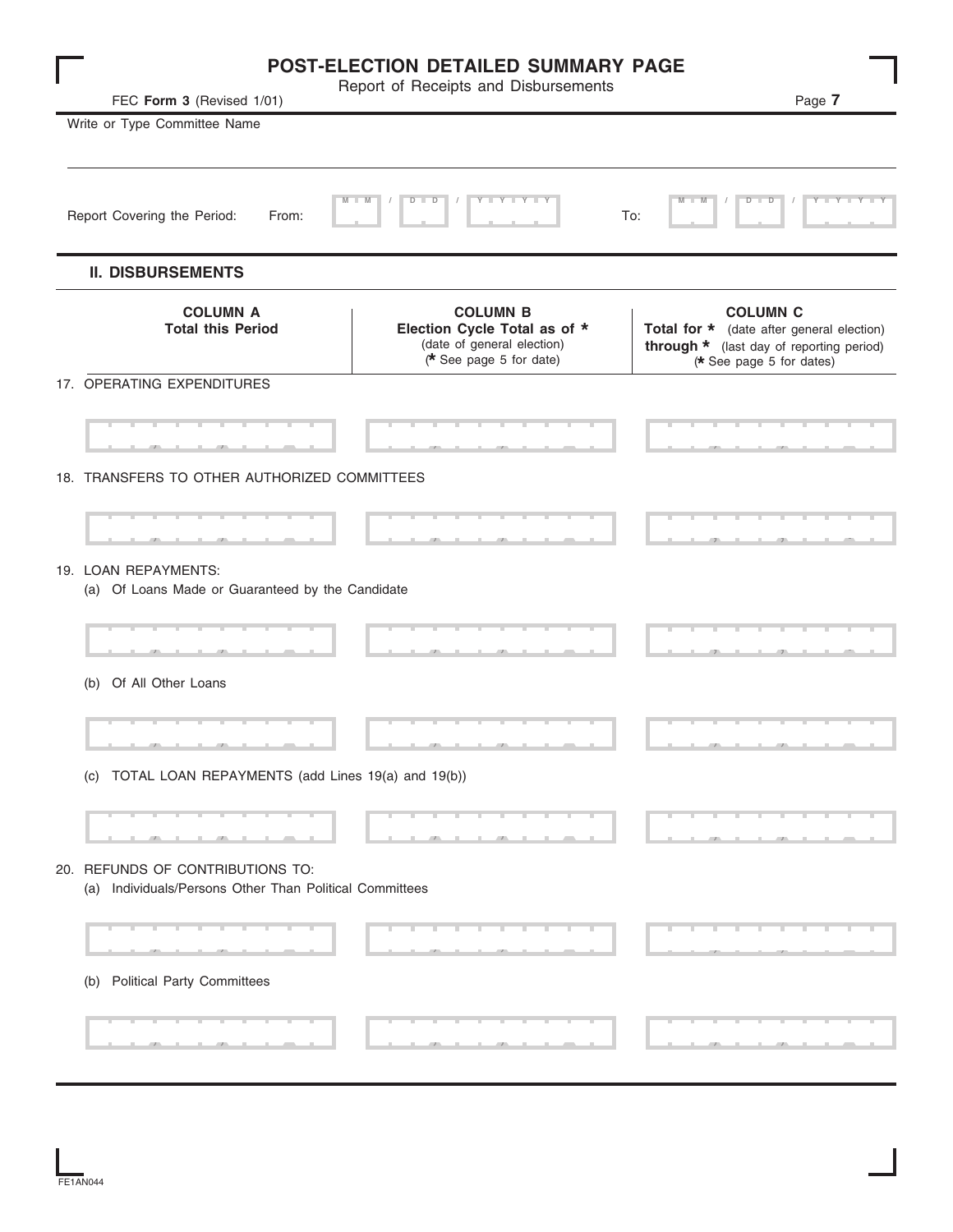# POST-ELECTION DETAILED SUMMARY PAGE

Report of Receipts and Disbursements

FEC **Form 3** (Revised 1/01)

Write or Type Committee Name

Report Covering the Period: From: M M / D D / Y Y Y Y To: M M / D D / Y Y Y Y

## II. DISBURSEMENTS

| | COLUMN A<br>Total this Period | COLUMN B<br>Election Cycle Total as of *<br>(date of general election)<br>(* See page 5 for date) | COLUMN C<br>Total for * (date after general election)<br>through * (last day of reporting period)<br>(* See page 5 for dates) |
|---|---|---|---|
| 17. OPERATING EXPENDITURES | | | |
| 18. TRANSFERS TO OTHER AUTHORIZED COMMITTEES | | | |
| 19. LOAN REPAYMENTS: | | | |
| (a) Of Loans Made or Guaranteed by the Candidate | | | |
| (b) Of All Other Loans | | | |
| (c) TOTAL LOAN REPAYMENTS (add Lines 19(a) and 19(b)) | | | |
| 20. REFUNDS OF CONTRIBUTIONS TO: | | | |
| (a) Individuals/Persons Other Than Political Committees | | | |
| (b) Political Party Committees | | | |

FE1AN044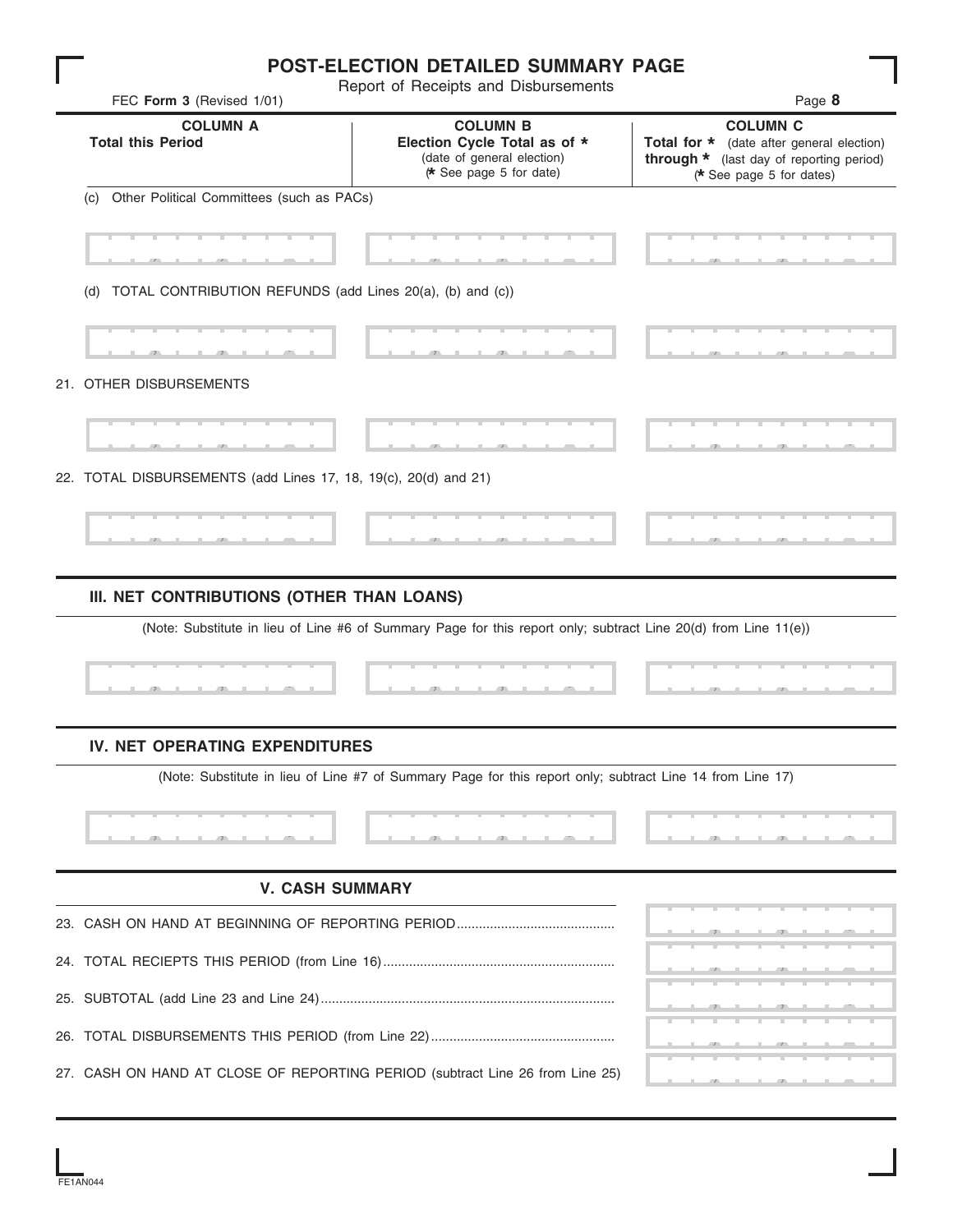# POST-ELECTION DETAILED SUMMARY PAGE

Report of Receipts and Disbursements

FEC **Form 3** (Revised 1/01)

| COLUMN A<br>**Total this Period** | COLUMN B<br>**Election Cycle Total as of \***<br>(date of general election)<br>(\* See page 5 for date) | COLUMN C<br>**Total for \*** (date after general election)<br>**through \*** (last day of reporting period)<br>(\* See page 5 for dates) |
|---|---|---|
| (c) Other Political Committees (such as PACs) | | |
| | | |
| (d) TOTAL CONTRIBUTION REFUNDS (add Lines 20(a), (b) and (c)) | | |
| | | |
| 21. OTHER DISBURSEMENTS | | |
| | | |
| 22. TOTAL DISBURSEMENTS (add Lines 17, 18, 19(c), 20(d) and 21) | | |
| | | |

## III. NET CONTRIBUTIONS (OTHER THAN LOANS)

(Note: Substitute in lieu of Line #6 of Summary Page for this report only; subtract Line 20(d) from Line 11(e))

## IV. NET OPERATING EXPENDITURES

(Note: Substitute in lieu of Line #7 of Summary Page for this report only; subtract Line 14 from Line 17)

## V. CASH SUMMARY

23. CASH ON HAND AT BEGINNING OF REPORTING PERIOD
24. TOTAL RECIEPTS THIS PERIOD (from Line 16)
25. SUBTOTAL (add Line 23 and Line 24)
26. TOTAL DISBURSEMENTS THIS PERIOD (from Line 22)
27. CASH ON HAND AT CLOSE OF REPORTING PERIOD (subtract Line 26 from Line 25)

FE1AN044